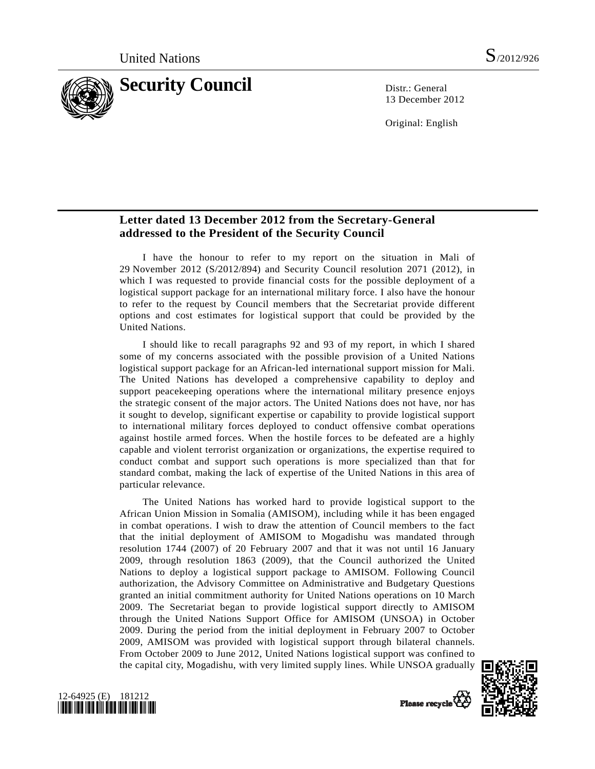# Letter dated 13 December 2012 from the Secretary-General addressed to the President of the Security Council

I have the honour to refer to my report on the situation in Mali of 29 November 2012 (S/2012/894) and Security Council resolution 2071 (2012), in which I was requested to provide financial costs for the possible deployment of a logistical support package for an international military force. I also have the honour to refer to the request by Council members that the Secretariat provide different options and cost estimates for logistical support that could be provided by the United Nations.

I should like to recall paragraphs 92 and 93 of my report, in which I shared some of my concerns associated with the possible provision of a United Nations logistical support package for an African-led international support mission for Mali. The United Nations has developed a comprehensive capability to deploy and support peacekeeping operations where the international military presence enjoys the strategic consent of the major actors. The United Nations does not have, nor has it sought to develop, significant expertise or capability to provide logistical support to international military forces deployed to conduct offensive combat operations against hostile armed forces. When the hostile forces to be defeated are a highly capable and violent terrorist organization or organizations, the expertise required to conduct combat and support such operations is more specialized than that for standard combat, making the lack of expertise of the United Nations in this area of particular relevance.

The United Nations has worked hard to provide logistical support to the African Union Mission in Somalia (AMISOM), including while it has been engaged in combat operations. I wish to draw the attention of Council members to the fact that the initial deployment of AMISOM to Mogadishu was mandated through resolution 1744 (2007) of 20 February 2007 and that it was not until 16 January 2009, through resolution 1863 (2009), that the Council authorized the United Nations to deploy a logistical support package to AMISOM. Following Council authorization, the Advisory Committee on Administrative and Budgetary Questions granted an initial commitment authority for United Nations operations on 10 March 2009. The Secretariat began to provide logistical support directly to AMISOM through the United Nations Support Office for AMISOM (UNSOA) in October 2009. During the period from the initial deployment in February 2007 to October 2009, AMISOM was provided with logistical support through bilateral channels. From October 2009 to June 2012, United Nations logistical support was confined to the capital city, Mogadishu, with very limited supply lines. While UNSOA gradually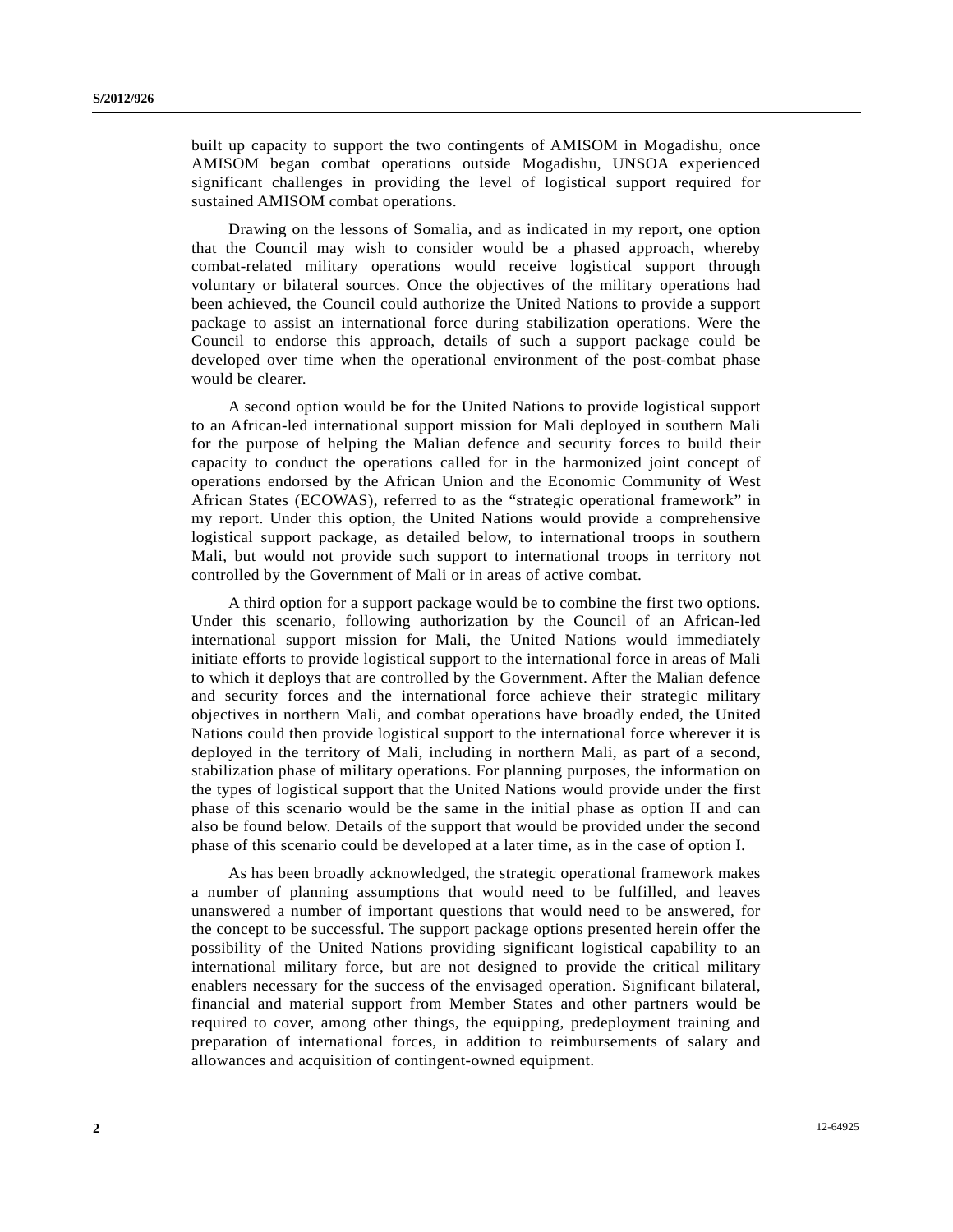built up capacity to support the two contingents of AMISOM in Mogadishu, once AMISOM began combat operations outside Mogadishu, UNSOA experienced significant challenges in providing the level of logistical support required for sustained AMISOM combat operations.

Drawing on the lessons of Somalia, and as indicated in my report, one option that the Council may wish to consider would be a phased approach, whereby combat-related military operations would receive logistical support through voluntary or bilateral sources. Once the objectives of the military operations had been achieved, the Council could authorize the United Nations to provide a support package to assist an international force during stabilization operations. Were the Council to endorse this approach, details of such a support package could be developed over time when the operational environment of the post-combat phase would be clearer.

A second option would be for the United Nations to provide logistical support to an African-led international support mission for Mali deployed in southern Mali for the purpose of helping the Malian defence and security forces to build their capacity to conduct the operations called for in the harmonized joint concept of operations endorsed by the African Union and the Economic Community of West African States (ECOWAS), referred to as the "strategic operational framework" in my report. Under this option, the United Nations would provide a comprehensive logistical support package, as detailed below, to international troops in southern Mali, but would not provide such support to international troops in territory not controlled by the Government of Mali or in areas of active combat.

A third option for a support package would be to combine the first two options. Under this scenario, following authorization by the Council of an African-led international support mission for Mali, the United Nations would immediately initiate efforts to provide logistical support to the international force in areas of Mali to which it deploys that are controlled by the Government. After the Malian defence and security forces and the international force achieve their strategic military objectives in northern Mali, and combat operations have broadly ended, the United Nations could then provide logistical support to the international force wherever it is deployed in the territory of Mali, including in northern Mali, as part of a second, stabilization phase of military operations. For planning purposes, the information on the types of logistical support that the United Nations would provide under the first phase of this scenario would be the same in the initial phase as option II and can also be found below. Details of the support that would be provided under the second phase of this scenario could be developed at a later time, as in the case of option I.

As has been broadly acknowledged, the strategic operational framework makes a number of planning assumptions that would need to be fulfilled, and leaves unanswered a number of important questions that would need to be answered, for the concept to be successful. The support package options presented herein offer the possibility of the United Nations providing significant logistical capability to an international military force, but are not designed to provide the critical military enablers necessary for the success of the envisaged operation. Significant bilateral, financial and material support from Member States and other partners would be required to cover, among other things, the equipping, predeployment training and preparation of international forces, in addition to reimbursements of salary and allowances and acquisition of contingent-owned equipment.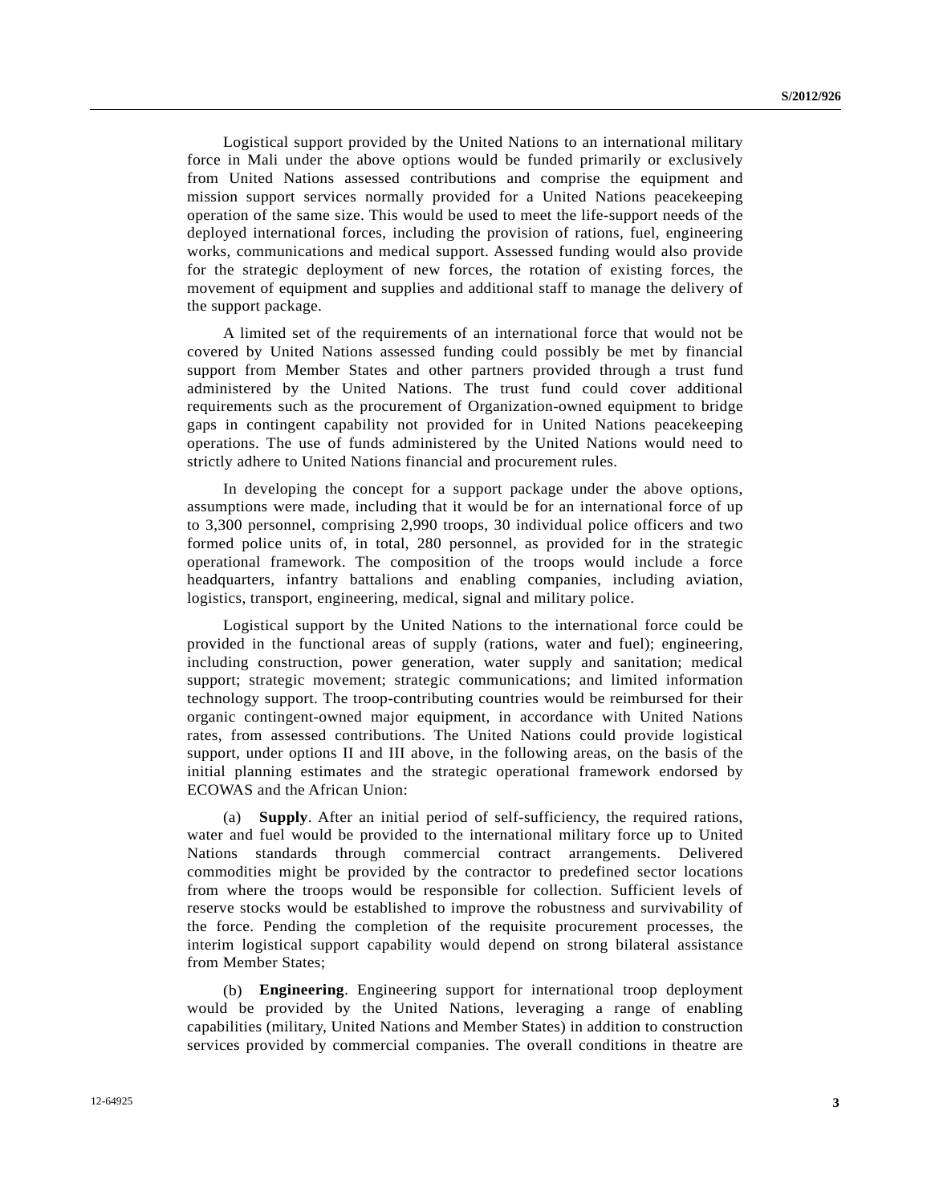Logistical support provided by the United Nations to an international military force in Mali under the above options would be funded primarily or exclusively from United Nations assessed contributions and comprise the equipment and mission support services normally provided for a United Nations peacekeeping operation of the same size. This would be used to meet the life-support needs of the deployed international forces, including the provision of rations, fuel, engineering works, communications and medical support. Assessed funding would also provide for the strategic deployment of new forces, the rotation of existing forces, the movement of equipment and supplies and additional staff to manage the delivery of the support package.

A limited set of the requirements of an international force that would not be covered by United Nations assessed funding could possibly be met by financial support from Member States and other partners provided through a trust fund administered by the United Nations. The trust fund could cover additional requirements such as the procurement of Organization-owned equipment to bridge gaps in contingent capability not provided for in United Nations peacekeeping operations. The use of funds administered by the United Nations would need to strictly adhere to United Nations financial and procurement rules.

In developing the concept for a support package under the above options, assumptions were made, including that it would be for an international force of up to 3,300 personnel, comprising 2,990 troops, 30 individual police officers and two formed police units of, in total, 280 personnel, as provided for in the strategic operational framework. The composition of the troops would include a force headquarters, infantry battalions and enabling companies, including aviation, logistics, transport, engineering, medical, signal and military police.

Logistical support by the United Nations to the international force could be provided in the functional areas of supply (rations, water and fuel); engineering, including construction, power generation, water supply and sanitation; medical support; strategic movement; strategic communications; and limited information technology support. The troop-contributing countries would be reimbursed for their organic contingent-owned major equipment, in accordance with United Nations rates, from assessed contributions. The United Nations could provide logistical support, under options II and III above, in the following areas, on the basis of the initial planning estimates and the strategic operational framework endorsed by ECOWAS and the African Union:

(a) **Supply**. After an initial period of self-sufficiency, the required rations, water and fuel would be provided to the international military force up to United Nations standards through commercial contract arrangements. Delivered commodities might be provided by the contractor to predefined sector locations from where the troops would be responsible for collection. Sufficient levels of reserve stocks would be established to improve the robustness and survivability of the force. Pending the completion of the requisite procurement processes, the interim logistical support capability would depend on strong bilateral assistance from Member States;

(b) **Engineering**. Engineering support for international troop deployment would be provided by the United Nations, leveraging a range of enabling capabilities (military, United Nations and Member States) in addition to construction services provided by commercial companies. The overall conditions in theatre are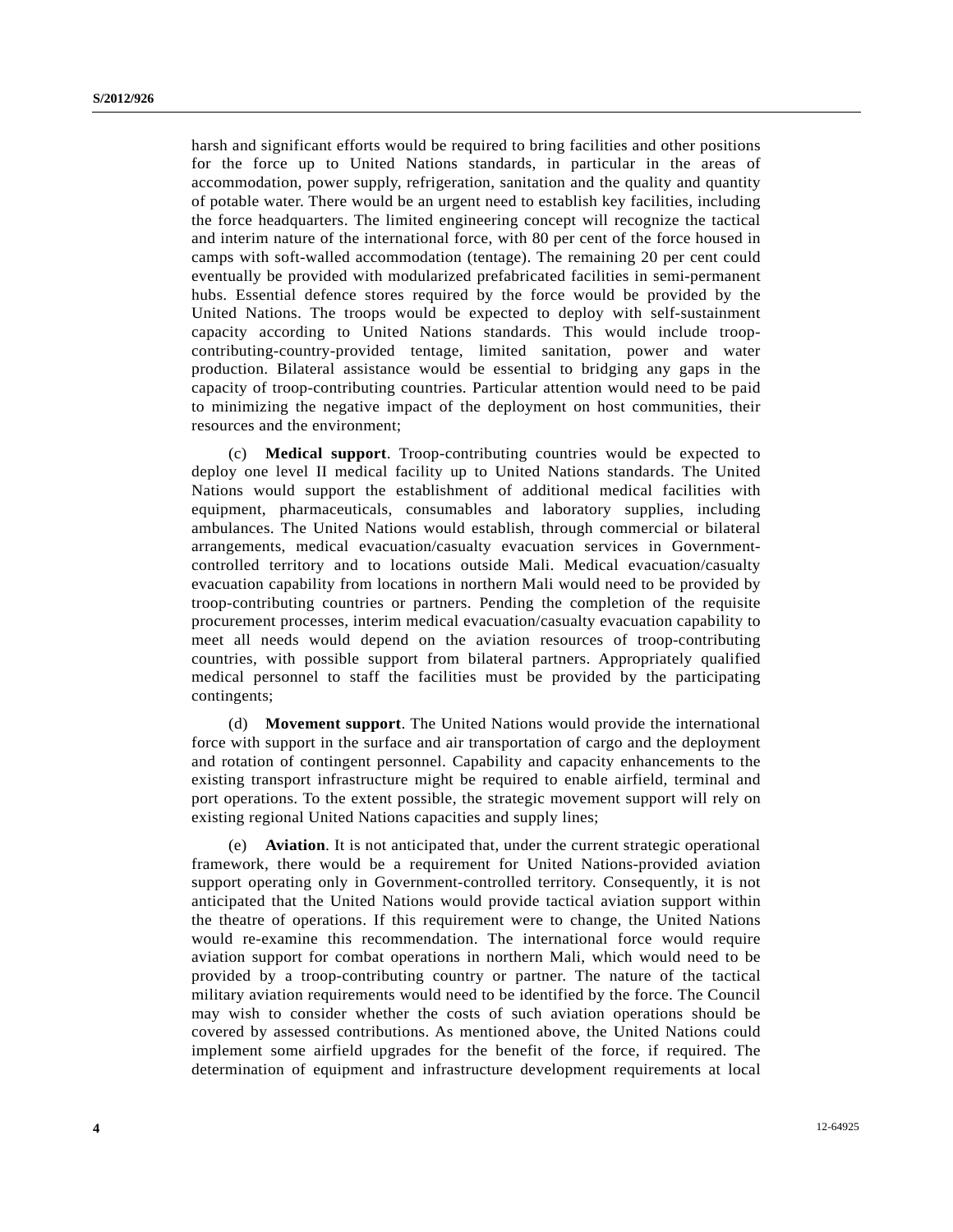harsh and significant efforts would be required to bring facilities and other positions for the force up to United Nations standards, in particular in the areas of accommodation, power supply, refrigeration, sanitation and the quality and quantity of potable water. There would be an urgent need to establish key facilities, including the force headquarters. The limited engineering concept will recognize the tactical and interim nature of the international force, with 80 per cent of the force housed in camps with soft-walled accommodation (tentage). The remaining 20 per cent could eventually be provided with modularized prefabricated facilities in semi-permanent hubs. Essential defence stores required by the force would be provided by the United Nations. The troops would be expected to deploy with self-sustainment capacity according to United Nations standards. This would include troop-contributing-country-provided tentage, limited sanitation, power and water production. Bilateral assistance would be essential to bridging any gaps in the capacity of troop-contributing countries. Particular attention would need to be paid to minimizing the negative impact of the deployment on host communities, their resources and the environment;

(c) **Medical support**. Troop-contributing countries would be expected to deploy one level II medical facility up to United Nations standards. The United Nations would support the establishment of additional medical facilities with equipment, pharmaceuticals, consumables and laboratory supplies, including ambulances. The United Nations would establish, through commercial or bilateral arrangements, medical evacuation/casualty evacuation services in Government-controlled territory and to locations outside Mali. Medical evacuation/casualty evacuation capability from locations in northern Mali would need to be provided by troop-contributing countries or partners. Pending the completion of the requisite procurement processes, interim medical evacuation/casualty evacuation capability to meet all needs would depend on the aviation resources of troop-contributing countries, with possible support from bilateral partners. Appropriately qualified medical personnel to staff the facilities must be provided by the participating contingents;

(d) **Movement support**. The United Nations would provide the international force with support in the surface and air transportation of cargo and the deployment and rotation of contingent personnel. Capability and capacity enhancements to the existing transport infrastructure might be required to enable airfield, terminal and port operations. To the extent possible, the strategic movement support will rely on existing regional United Nations capacities and supply lines;

(e) **Aviation**. It is not anticipated that, under the current strategic operational framework, there would be a requirement for United Nations-provided aviation support operating only in Government-controlled territory. Consequently, it is not anticipated that the United Nations would provide tactical aviation support within the theatre of operations. If this requirement were to change, the United Nations would re-examine this recommendation. The international force would require aviation support for combat operations in northern Mali, which would need to be provided by a troop-contributing country or partner. The nature of the tactical military aviation requirements would need to be identified by the force. The Council may wish to consider whether the costs of such aviation operations should be covered by assessed contributions. As mentioned above, the United Nations could implement some airfield upgrades for the benefit of the force, if required. The determination of equipment and infrastructure development requirements at local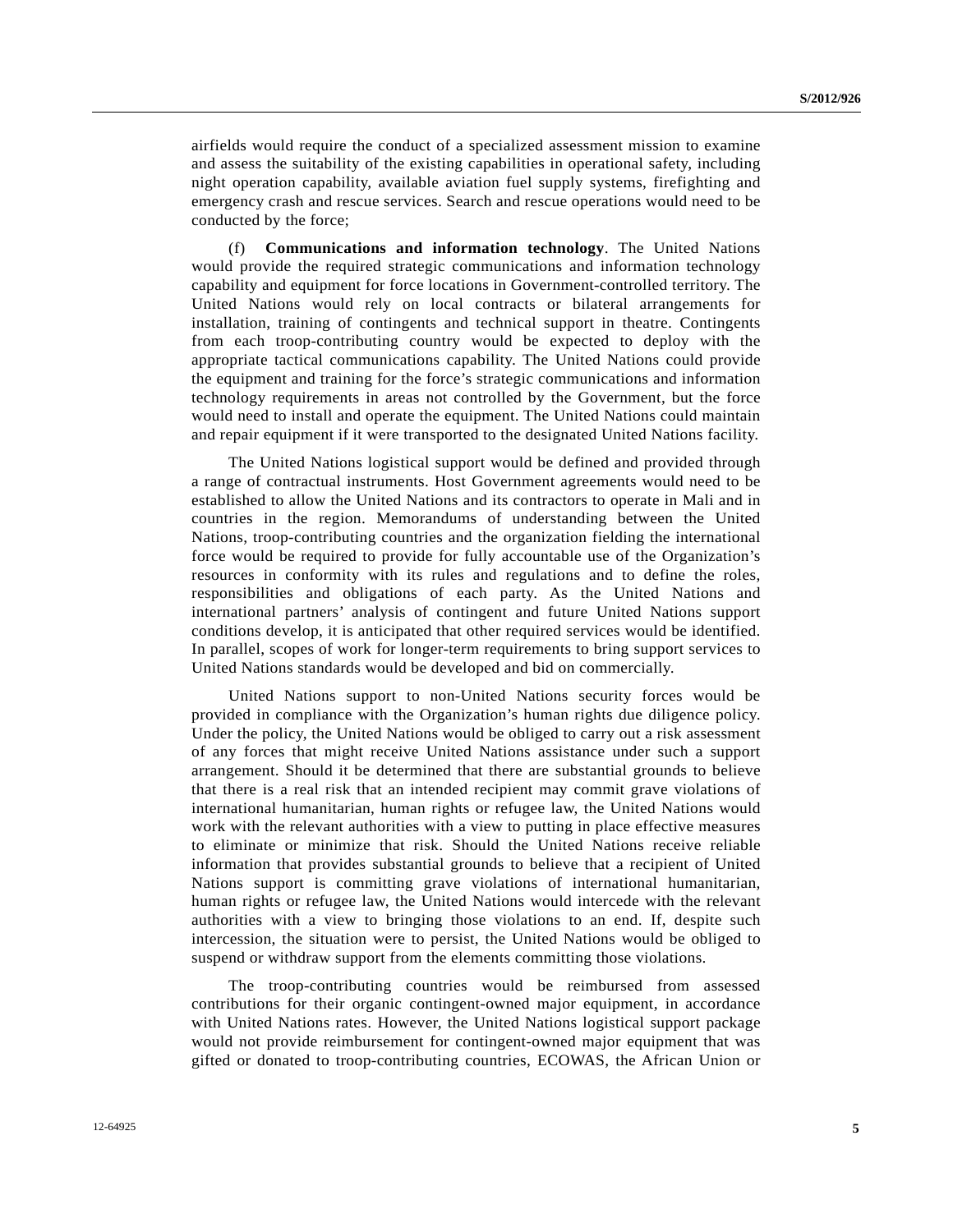airfields would require the conduct of a specialized assessment mission to examine and assess the suitability of the existing capabilities in operational safety, including night operation capability, available aviation fuel supply systems, firefighting and emergency crash and rescue services. Search and rescue operations would need to be conducted by the force;

(f) **Communications and information technology**. The United Nations would provide the required strategic communications and information technology capability and equipment for force locations in Government-controlled territory. The United Nations would rely on local contracts or bilateral arrangements for installation, training of contingents and technical support in theatre. Contingents from each troop-contributing country would be expected to deploy with the appropriate tactical communications capability. The United Nations could provide the equipment and training for the force's strategic communications and information technology requirements in areas not controlled by the Government, but the force would need to install and operate the equipment. The United Nations could maintain and repair equipment if it were transported to the designated United Nations facility.

The United Nations logistical support would be defined and provided through a range of contractual instruments. Host Government agreements would need to be established to allow the United Nations and its contractors to operate in Mali and in countries in the region. Memorandums of understanding between the United Nations, troop-contributing countries and the organization fielding the international force would be required to provide for fully accountable use of the Organization's resources in conformity with its rules and regulations and to define the roles, responsibilities and obligations of each party. As the United Nations and international partners' analysis of contingent and future United Nations support conditions develop, it is anticipated that other required services would be identified. In parallel, scopes of work for longer-term requirements to bring support services to United Nations standards would be developed and bid on commercially.

United Nations support to non-United Nations security forces would be provided in compliance with the Organization's human rights due diligence policy. Under the policy, the United Nations would be obliged to carry out a risk assessment of any forces that might receive United Nations assistance under such a support arrangement. Should it be determined that there are substantial grounds to believe that there is a real risk that an intended recipient may commit grave violations of international humanitarian, human rights or refugee law, the United Nations would work with the relevant authorities with a view to putting in place effective measures to eliminate or minimize that risk. Should the United Nations receive reliable information that provides substantial grounds to believe that a recipient of United Nations support is committing grave violations of international humanitarian, human rights or refugee law, the United Nations would intercede with the relevant authorities with a view to bringing those violations to an end. If, despite such intercession, the situation were to persist, the United Nations would be obliged to suspend or withdraw support from the elements committing those violations.

The troop-contributing countries would be reimbursed from assessed contributions for their organic contingent-owned major equipment, in accordance with United Nations rates. However, the United Nations logistical support package would not provide reimbursement for contingent-owned major equipment that was gifted or donated to troop-contributing countries, ECOWAS, the African Union or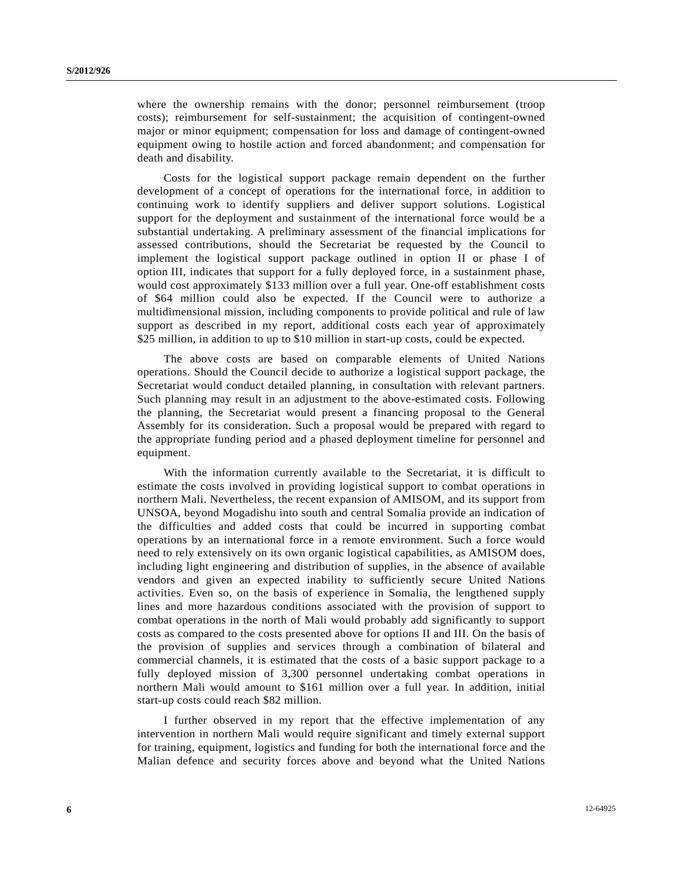where the ownership remains with the donor; personnel reimbursement (troop costs); reimbursement for self-sustainment; the acquisition of contingent-owned major or minor equipment; compensation for loss and damage of contingent-owned equipment owing to hostile action and forced abandonment; and compensation for death and disability.

Costs for the logistical support package remain dependent on the further development of a concept of operations for the international force, in addition to continuing work to identify suppliers and deliver support solutions. Logistical support for the deployment and sustainment of the international force would be a substantial undertaking. A preliminary assessment of the financial implications for assessed contributions, should the Secretariat be requested by the Council to implement the logistical support package outlined in option II or phase I of option III, indicates that support for a fully deployed force, in a sustainment phase, would cost approximately $133 million over a full year. One-off establishment costs of $64 million could also be expected. If the Council were to authorize a multidimensional mission, including components to provide political and rule of law support as described in my report, additional costs each year of approximately $25 million, in addition to up to $10 million in start-up costs, could be expected.

The above costs are based on comparable elements of United Nations operations. Should the Council decide to authorize a logistical support package, the Secretariat would conduct detailed planning, in consultation with relevant partners. Such planning may result in an adjustment to the above-estimated costs. Following the planning, the Secretariat would present a financing proposal to the General Assembly for its consideration. Such a proposal would be prepared with regard to the appropriate funding period and a phased deployment timeline for personnel and equipment.

With the information currently available to the Secretariat, it is difficult to estimate the costs involved in providing logistical support to combat operations in northern Mali. Nevertheless, the recent expansion of AMISOM, and its support from UNSOA, beyond Mogadishu into south and central Somalia provide an indication of the difficulties and added costs that could be incurred in supporting combat operations by an international force in a remote environment. Such a force would need to rely extensively on its own organic logistical capabilities, as AMISOM does, including light engineering and distribution of supplies, in the absence of available vendors and given an expected inability to sufficiently secure United Nations activities. Even so, on the basis of experience in Somalia, the lengthened supply lines and more hazardous conditions associated with the provision of support to combat operations in the north of Mali would probably add significantly to support costs as compared to the costs presented above for options II and III. On the basis of the provision of supplies and services through a combination of bilateral and commercial channels, it is estimated that the costs of a basic support package to a fully deployed mission of 3,300 personnel undertaking combat operations in northern Mali would amount to $161 million over a full year. In addition, initial start-up costs could reach $82 million.

I further observed in my report that the effective implementation of any intervention in northern Mali would require significant and timely external support for training, equipment, logistics and funding for both the international force and the Malian defence and security forces above and beyond what the United Nations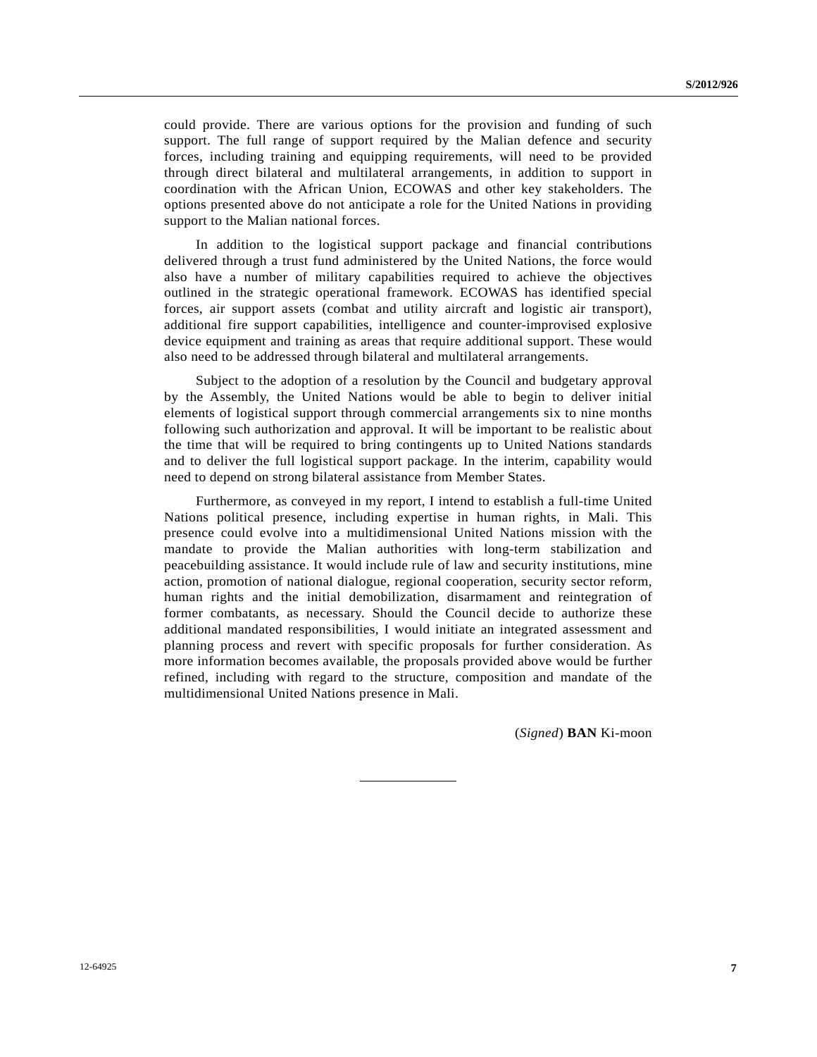could provide. There are various options for the provision and funding of such support. The full range of support required by the Malian defence and security forces, including training and equipping requirements, will need to be provided through direct bilateral and multilateral arrangements, in addition to support in coordination with the African Union, ECOWAS and other key stakeholders. The options presented above do not anticipate a role for the United Nations in providing support to the Malian national forces.

In addition to the logistical support package and financial contributions delivered through a trust fund administered by the United Nations, the force would also have a number of military capabilities required to achieve the objectives outlined in the strategic operational framework. ECOWAS has identified special forces, air support assets (combat and utility aircraft and logistic air transport), additional fire support capabilities, intelligence and counter-improvised explosive device equipment and training as areas that require additional support. These would also need to be addressed through bilateral and multilateral arrangements.

Subject to the adoption of a resolution by the Council and budgetary approval by the Assembly, the United Nations would be able to begin to deliver initial elements of logistical support through commercial arrangements six to nine months following such authorization and approval. It will be important to be realistic about the time that will be required to bring contingents up to United Nations standards and to deliver the full logistical support package. In the interim, capability would need to depend on strong bilateral assistance from Member States.

Furthermore, as conveyed in my report, I intend to establish a full-time United Nations political presence, including expertise in human rights, in Mali. This presence could evolve into a multidimensional United Nations mission with the mandate to provide the Malian authorities with long-term stabilization and peacebuilding assistance. It would include rule of law and security institutions, mine action, promotion of national dialogue, regional cooperation, security sector reform, human rights and the initial demobilization, disarmament and reintegration of former combatants, as necessary. Should the Council decide to authorize these additional mandated responsibilities, I would initiate an integrated assessment and planning process and revert with specific proposals for further consideration. As more information becomes available, the proposals provided above would be further refined, including with regard to the structure, composition and mandate of the multidimensional United Nations presence in Mali.

(*Signed*) **BAN** Ki-moon